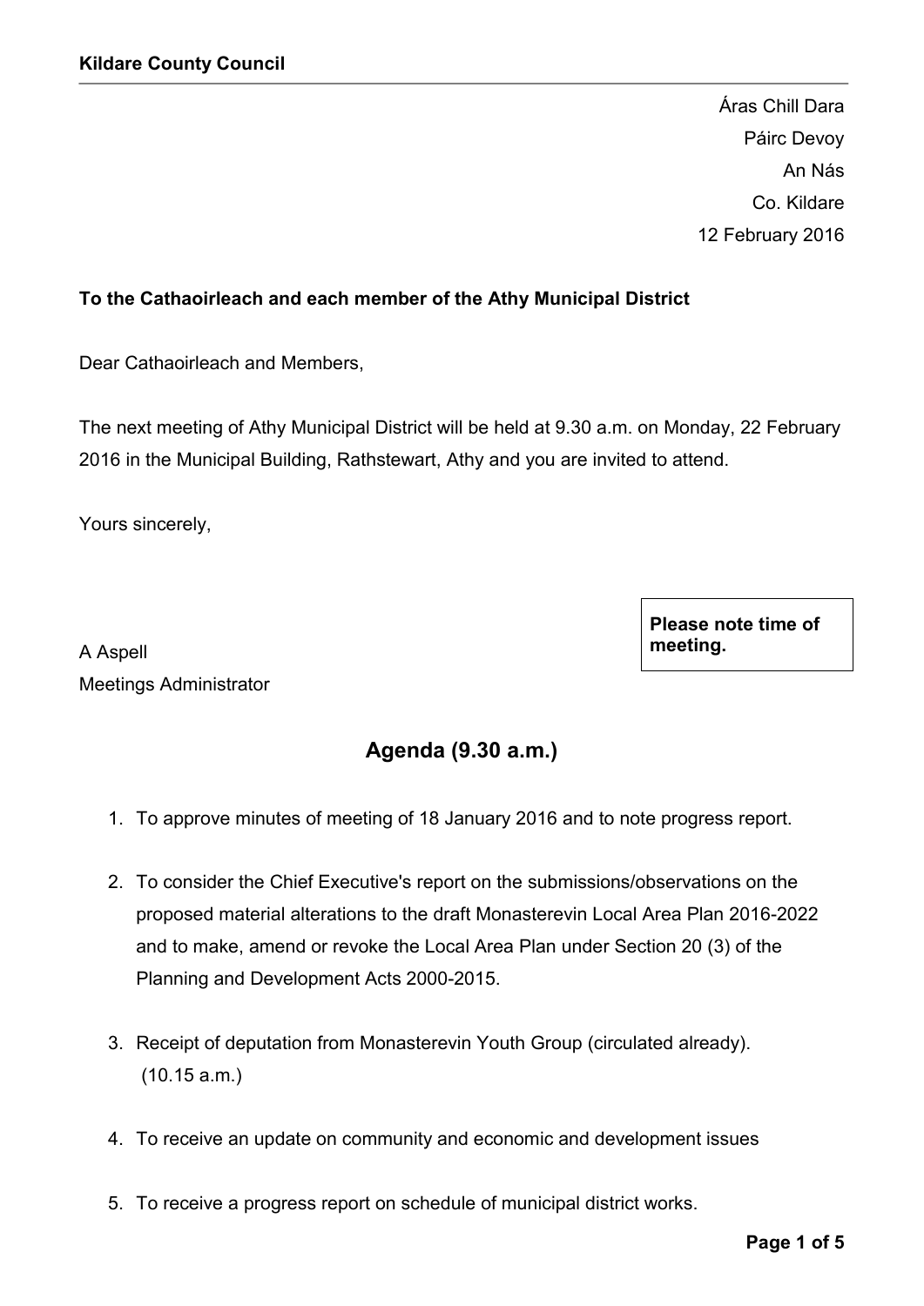**Kildare County Council**

Áras Chill Dara
Páirc Devoy
An Nás
Co. Kildare
12 February 2016

**To the Cathaoirleach and each member of the Athy Municipal District**

Dear Cathaoirleach and Members,

The next meeting of Athy Municipal District will be held at 9.30 a.m. on Monday, 22 February 2016 in the Municipal Building, Rathstewart, Athy and you are invited to attend.

Yours sincerely,

A Aspell
Meetings Administrator

**Please note time of meeting.**

## Agenda (9.30 a.m.)

1. To approve minutes of meeting of 18 January 2016 and to note progress report.

2. To consider the Chief Executive's report on the submissions/observations on the proposed material alterations to the draft Monasterevin Local Area Plan 2016-2022 and to make, amend or revoke the Local Area Plan under Section 20 (3) of the Planning and Development Acts 2000-2015.

3. Receipt of deputation from Monasterevin Youth Group (circulated already). (10.15 a.m.)

4. To receive an update on community and economic and development issues

5. To receive a progress report on schedule of municipal district works.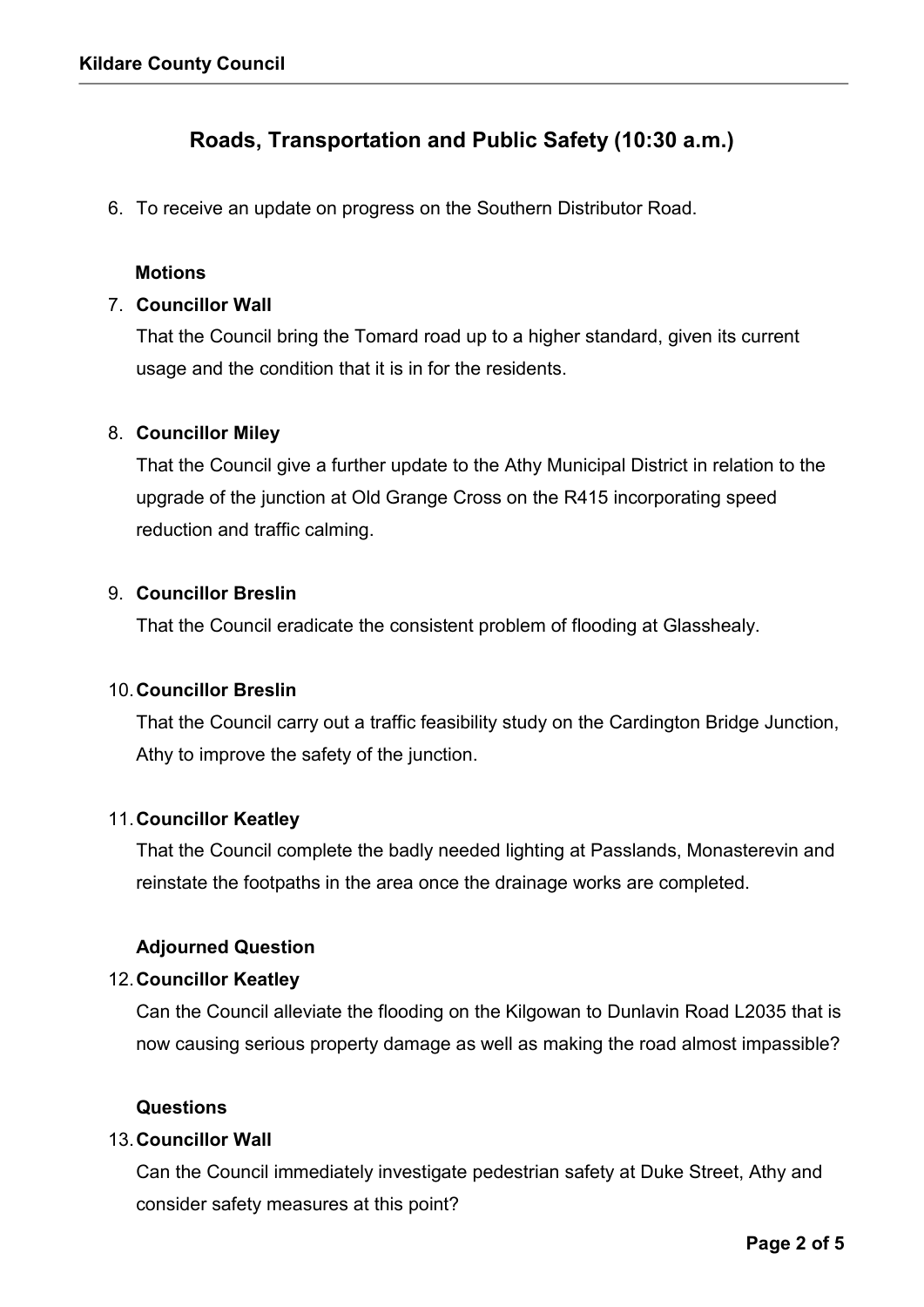## Roads, Transportation and Public Safety (10:30 a.m.)

6. To receive an update on progress on the Southern Distributor Road.

**Motions**

7. **Councillor Wall**

   That the Council bring the Tomard road up to a higher standard, given its current usage and the condition that it is in for the residents.

8. **Councillor Miley**

   That the Council give a further update to the Athy Municipal District in relation to the upgrade of the junction at Old Grange Cross on the R415 incorporating speed reduction and traffic calming.

9. **Councillor Breslin**

   That the Council eradicate the consistent problem of flooding at Glasshealy.

10. **Councillor Breslin**

    That the Council carry out a traffic feasibility study on the Cardington Bridge Junction, Athy to improve the safety of the junction.

11. **Councillor Keatley**

    That the Council complete the badly needed lighting at Passlands, Monasterevin and reinstate the footpaths in the area once the drainage works are completed.

**Adjourned Question**

12. **Councillor Keatley**

    Can the Council alleviate the flooding on the Kilgowan to Dunlavin Road L2035 that is now causing serious property damage as well as making the road almost impassible?

**Questions**

13. **Councillor Wall**

    Can the Council immediately investigate pedestrian safety at Duke Street, Athy and consider safety measures at this point?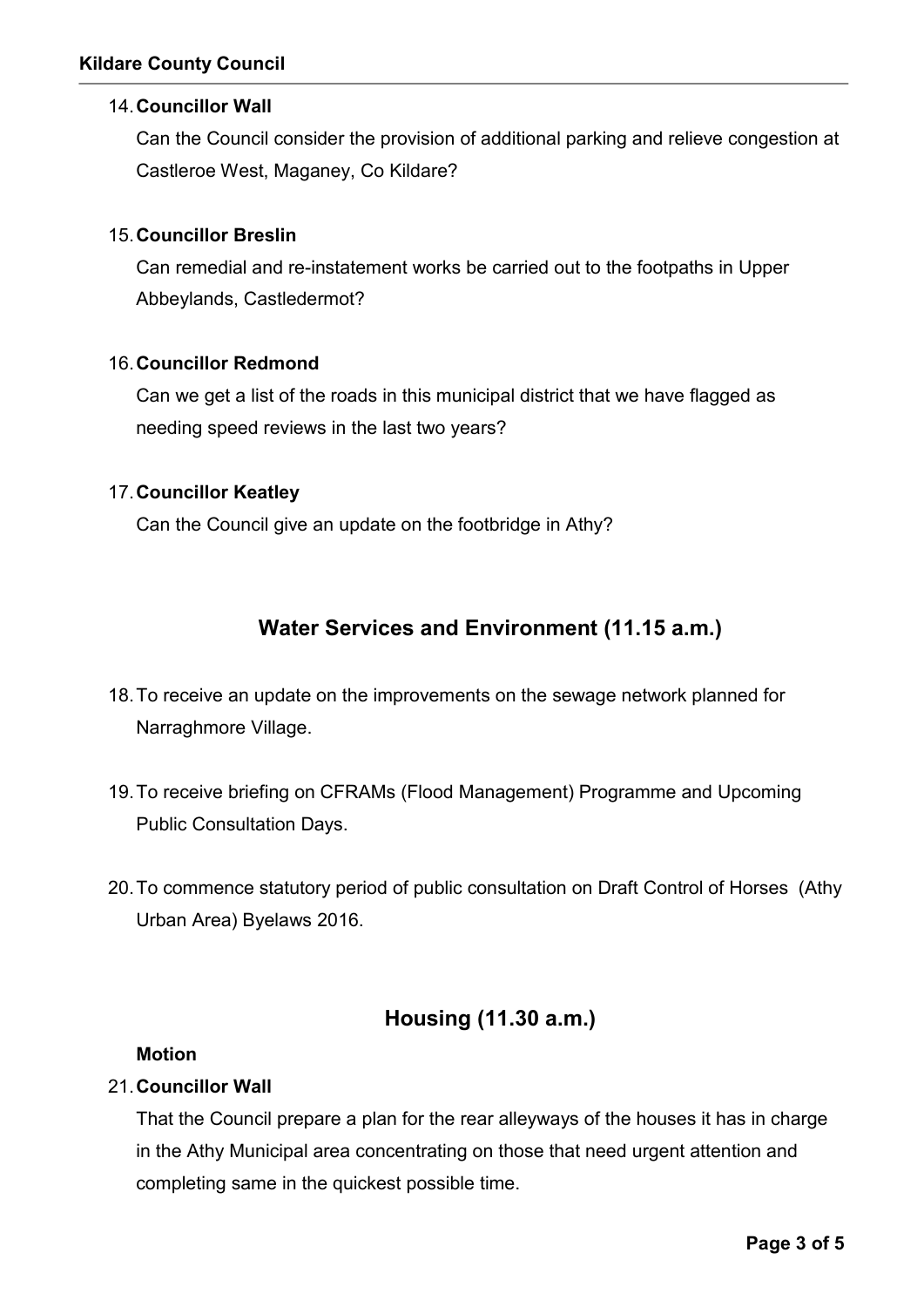14. **Councillor Wall**

    Can the Council consider the provision of additional parking and relieve congestion at Castleroe West, Maganey, Co Kildare?

15. **Councillor Breslin**

    Can remedial and re-instatement works be carried out to the footpaths in Upper Abbeylands, Castledermot?

16. **Councillor Redmond**

    Can we get a list of the roads in this municipal district that we have flagged as needing speed reviews in the last two years?

17. **Councillor Keatley**

    Can the Council give an update on the footbridge in Athy?

## Water Services and Environment (11.15 a.m.)

18. To receive an update on the improvements on the sewage network planned for Narraghmore Village.

19. To receive briefing on CFRAMs (Flood Management) Programme and Upcoming Public Consultation Days.

20. To commence statutory period of public consultation on Draft Control of Horses (Athy Urban Area) Byelaws 2016.

## Housing (11.30 a.m.)

**Motion**

21. **Councillor Wall**

    That the Council prepare a plan for the rear alleyways of the houses it has in charge in the Athy Municipal area concentrating on those that need urgent attention and completing same in the quickest possible time.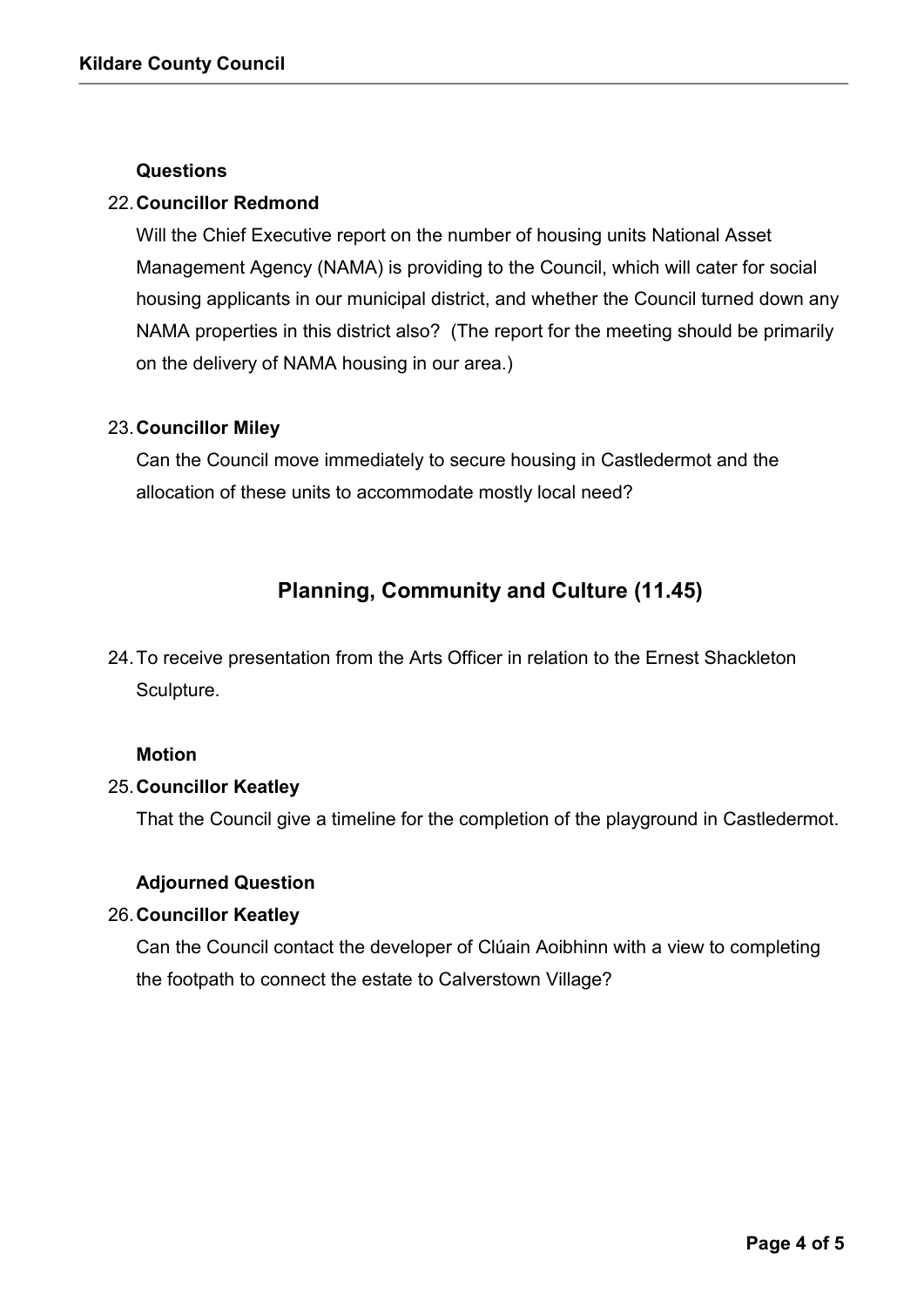**Questions**

22. **Councillor Redmond**

    Will the Chief Executive report on the number of housing units National Asset Management Agency (NAMA) is providing to the Council, which will cater for social housing applicants in our municipal district, and whether the Council turned down any NAMA properties in this district also? (The report for the meeting should be primarily on the delivery of NAMA housing in our area.)

23. **Councillor Miley**

    Can the Council move immediately to secure housing in Castledermot and the allocation of these units to accommodate mostly local need?

## Planning, Community and Culture (11.45)

24. To receive presentation from the Arts Officer in relation to the Ernest Shackleton Sculpture.

**Motion**

25. **Councillor Keatley**

    That the Council give a timeline for the completion of the playground in Castledermot.

**Adjourned Question**

26. **Councillor Keatley**

    Can the Council contact the developer of Clúain Aoibhinn with a view to completing the footpath to connect the estate to Calverstown Village?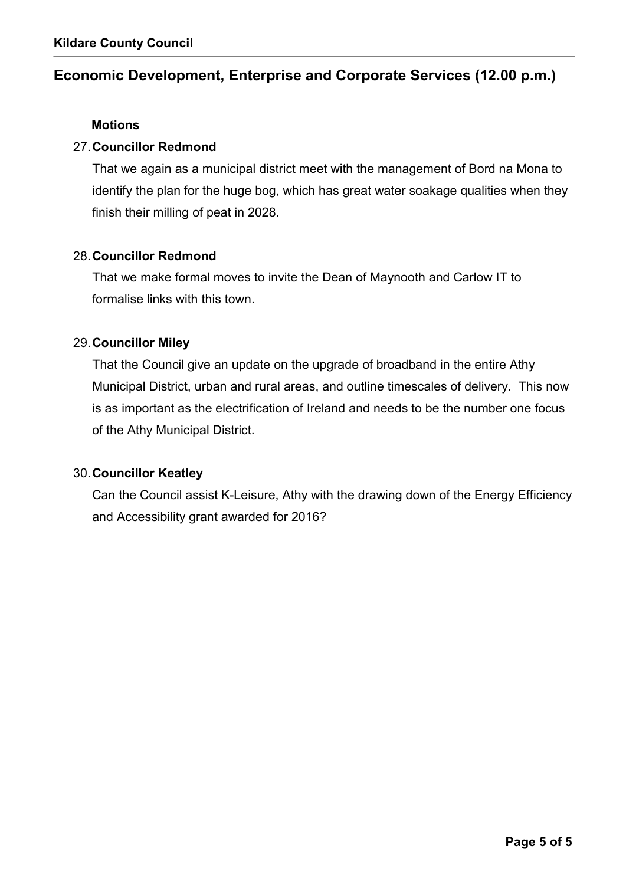## Economic Development, Enterprise and Corporate Services (12.00 p.m.)

**Motions**

27. **Councillor Redmond**

    That we again as a municipal district meet with the management of Bord na Mona to identify the plan for the huge bog, which has great water soakage qualities when they finish their milling of peat in 2028.

28. **Councillor Redmond**

    That we make formal moves to invite the Dean of Maynooth and Carlow IT to formalise links with this town.

29. **Councillor Miley**

    That the Council give an update on the upgrade of broadband in the entire Athy Municipal District, urban and rural areas, and outline timescales of delivery. This now is as important as the electrification of Ireland and needs to be the number one focus of the Athy Municipal District.

30. **Councillor Keatley**

    Can the Council assist K-Leisure, Athy with the drawing down of the Energy Efficiency and Accessibility grant awarded for 2016?